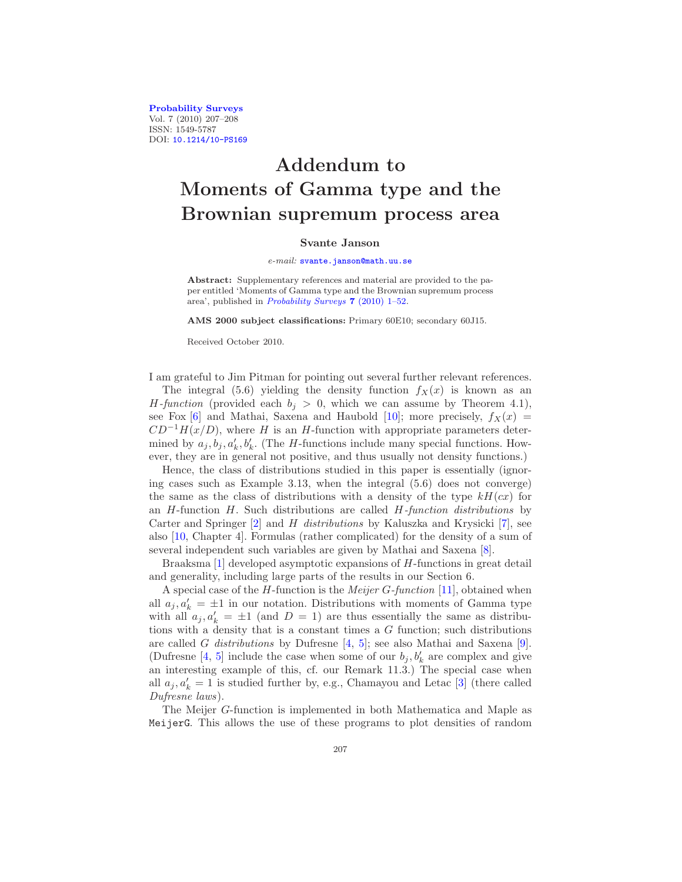# Addendum to Moments of Gamma type and the Brownian supremum process area

**Svante Janson**

*e-mail:* svante.janson@math.uu.se

**Abstract:** Supplementary references and material are provided to the paper entitled 'Moments of Gamma type and the Brownian supremum process area', published in *Probability Surveys* **7** (2010) 1–52.

**AMS 2000 subject classifications:** Primary 60E10; secondary 60J15.

Received October 2010.

I am grateful to Jim Pitman for pointing out several further relevant references.

The integral (5.6) yielding the density function $f_X(x)$ is known as an *H-function* (provided each $b_j > 0$, which we can assume by Theorem 4.1), see Fox [6] and Mathai, Saxena and Haubold [10]; more precisely, $f_X(x) = CD^{-1}H(x/D)$, where $H$ is an $H$-function with appropriate parameters determined by $a_j, b_j, a'_k, b'_k$. (The $H$-functions include many special functions. However, they are in general not positive, and thus usually not density functions.)

Hence, the class of distributions studied in this paper is essentially (ignoring cases such as Example 3.13, when the integral (5.6) does not converge) the same as the class of distributions with a density of the type $kH(cx)$ for an $H$-function $H$. Such distributions are called *H-function distributions* by Carter and Springer [2] and *H distributions* by Kaluszka and Krysicki [7], see also [10, Chapter 4]. Formulas (rather complicated) for the density of a sum of several independent such variables are given by Mathai and Saxena [8].

Braaksma [1] developed asymptotic expansions of $H$-functions in great detail and generality, including large parts of the results in our Section 6.

A special case of the $H$-function is the *Meijer G-function* [11], obtained when all $a_j, a'_k = \pm 1$ in our notation. Distributions with moments of Gamma type with all $a_j, a'_k = \pm 1$ (and $D = 1$) are thus essentially the same as distributions with a density that is a constant times a $G$ function; such distributions are called *G distributions* by Dufresne [4, 5]; see also Mathai and Saxena [9]. (Dufresne [4, 5] include the case when some of our $b_j, b'_k$ are complex and give an interesting example of this, cf. our Remark 11.3.) The special case when all $a_j, a'_k = 1$ is studied further by, e.g., Chamayou and Letac [3] (there called *Dufresne laws*).

The Meijer $G$-function is implemented in both Mathematica and Maple as `MeijerG`. This allows the use of these programs to plot densities of random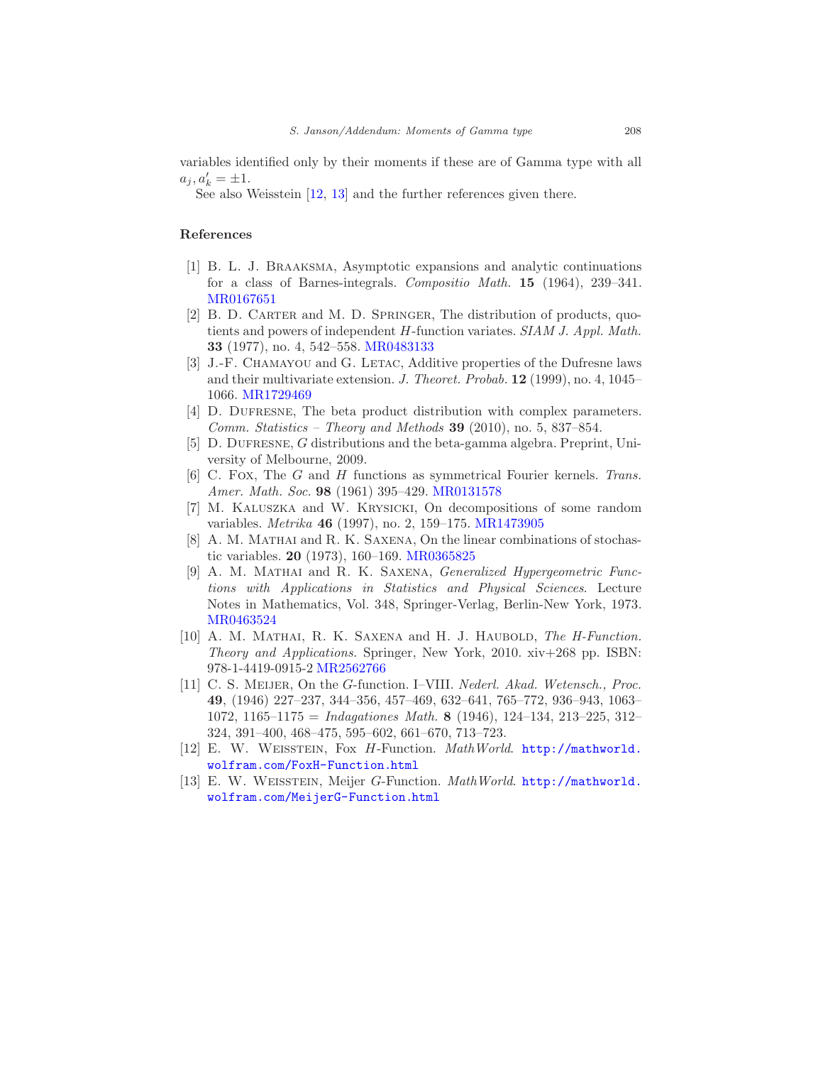variables identified only by their moments if these are of Gamma type with all $a_j, a'_k = \pm 1$.

See also Weisstein [12, 13] and the further references given there.

## References

[1] B. L. J. Braaksma, Asymptotic expansions and analytic continuations for a class of Barnes-integrals. *Compositio Math.* **15** (1964), 239–341. MR0167651

[2] B. D. Carter and M. D. Springer, The distribution of products, quotients and powers of independent *H*-function variates. *SIAM J. Appl. Math.* **33** (1977), no. 4, 542–558. MR0483133

[3] J.-F. Chamayou and G. Letac, Additive properties of the Dufresne laws and their multivariate extension. *J. Theoret. Probab.* **12** (1999), no. 4, 1045–1066. MR1729469

[4] D. Dufresne, The beta product distribution with complex parameters. *Comm. Statistics – Theory and Methods* **39** (2010), no. 5, 837–854.

[5] D. Dufresne, *G* distributions and the beta-gamma algebra. Preprint, University of Melbourne, 2009.

[6] C. Fox, The *G* and *H* functions as symmetrical Fourier kernels. *Trans. Amer. Math. Soc.* **98** (1961) 395–429. MR0131578

[7] M. Kaluszka and W. Krysicki, On decompositions of some random variables. *Metrika* **46** (1997), no. 2, 159–175. MR1473905

[8] A. M. Mathai and R. K. Saxena, On the linear combinations of stochastic variables. **20** (1973), 160–169. MR0365825

[9] A. M. Mathai and R. K. Saxena, *Generalized Hypergeometric Functions with Applications in Statistics and Physical Sciences*. Lecture Notes in Mathematics, Vol. 348, Springer-Verlag, Berlin-New York, 1973. MR0463524

[10] A. M. Mathai, R. K. Saxena and H. J. Haubold, *The H-Function. Theory and Applications.* Springer, New York, 2010. xiv+268 pp. ISBN: 978-1-4419-0915-2 MR2562766

[11] C. S. Meijer, On the *G*-function. I–VIII. *Nederl. Akad. Wetensch., Proc.* **49**, (1946) 227–237, 344–356, 457–469, 632–641, 765–772, 936–943, 1063–1072, 1165–1175 = *Indagationes Math.* **8** (1946), 124–134, 213–225, 312–324, 391–400, 468–475, 595–602, 661–670, 713–723.

[12] E. W. Weisstein, Fox *H*-Function. *MathWorld*. http://mathworld.wolfram.com/FoxH-Function.html

[13] E. W. Weisstein, Meijer *G*-Function. *MathWorld*. http://mathworld.wolfram.com/MeijerG-Function.html